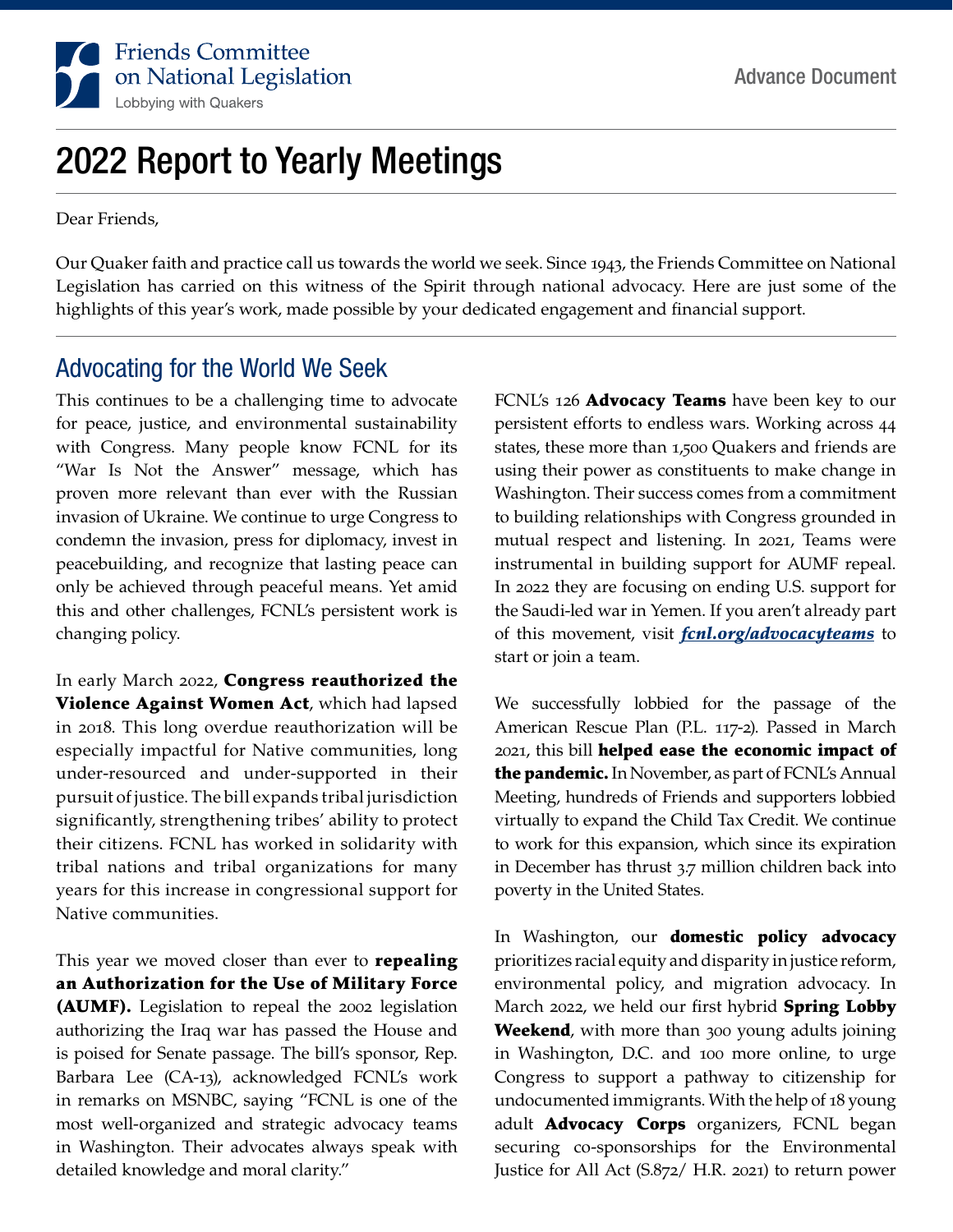Friends Committee on National Legislation
Lobbying with Quakers

Advance Document

# 2022 Report to Yearly Meetings

Dear Friends,

Our Quaker faith and practice call us towards the world we seek. Since 1943, the Friends Committee on National Legislation has carried on this witness of the Spirit through national advocacy. Here are just some of the highlights of this year's work, made possible by your dedicated engagement and financial support.

## Advocating for the World We Seek

This continues to be a challenging time to advocate for peace, justice, and environmental sustainability with Congress. Many people know FCNL for its "War Is Not the Answer" message, which has proven more relevant than ever with the Russian invasion of Ukraine. We continue to urge Congress to condemn the invasion, press for diplomacy, invest in peacebuilding, and recognize that lasting peace can only be achieved through peaceful means. Yet amid this and other challenges, FCNL's persistent work is changing policy.

In early March 2022, **Congress reauthorized the Violence Against Women Act**, which had lapsed in 2018. This long overdue reauthorization will be especially impactful for Native communities, long under-resourced and under-supported in their pursuit of justice. The bill expands tribal jurisdiction significantly, strengthening tribes' ability to protect their citizens. FCNL has worked in solidarity with tribal nations and tribal organizations for many years for this increase in congressional support for Native communities.

This year we moved closer than ever to **repealing an Authorization for the Use of Military Force (AUMF).** Legislation to repeal the 2002 legislation authorizing the Iraq war has passed the House and is poised for Senate passage. The bill's sponsor, Rep. Barbara Lee (CA-13), acknowledged FCNL's work in remarks on MSNBC, saying "FCNL is one of the most well-organized and strategic advocacy teams in Washington. Their advocates always speak with detailed knowledge and moral clarity."

FCNL's 126 **Advocacy Teams** have been key to our persistent efforts to endless wars. Working across 44 states, these more than 1,500 Quakers and friends are using their power as constituents to make change in Washington. Their success comes from a commitment to building relationships with Congress grounded in mutual respect and listening. In 2021, Teams were instrumental in building support for AUMF repeal. In 2022 they are focusing on ending U.S. support for the Saudi-led war in Yemen. If you aren't already part of this movement, visit ***fcnl.org/advocacyteams*** to start or join a team.

We successfully lobbied for the passage of the American Rescue Plan (P.L. 117-2). Passed in March 2021, this bill **helped ease the economic impact of the pandemic.** In November, as part of FCNL's Annual Meeting, hundreds of Friends and supporters lobbied virtually to expand the Child Tax Credit. We continue to work for this expansion, which since its expiration in December has thrust 3.7 million children back into poverty in the United States.

In Washington, our **domestic policy advocacy** prioritizes racial equity and disparity in justice reform, environmental policy, and migration advocacy. In March 2022, we held our first hybrid **Spring Lobby Weekend**, with more than 300 young adults joining in Washington, D.C. and 100 more online, to urge Congress to support a pathway to citizenship for undocumented immigrants. With the help of 18 young adult **Advocacy Corps** organizers, FCNL began securing co-sponsorships for the Environmental Justice for All Act (S.872/ H.R. 2021) to return power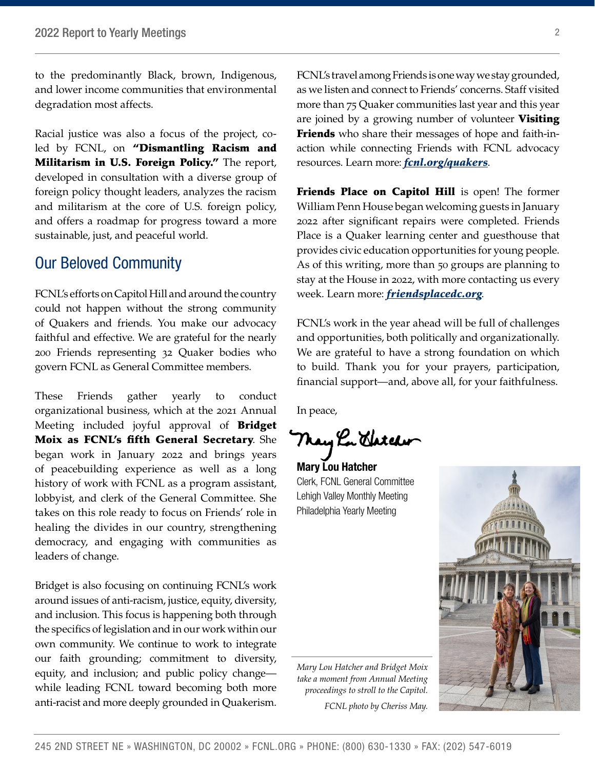to the predominantly Black, brown, Indigenous, and lower income communities that environmental degradation most affects.

Racial justice was also a focus of the project, co-led by FCNL, on **"Dismantling Racism and Militarism in U.S. Foreign Policy."** The report, developed in consultation with a diverse group of foreign policy thought leaders, analyzes the racism and militarism at the core of U.S. foreign policy, and offers a roadmap for progress toward a more sustainable, just, and peaceful world.

## Our Beloved Community

FCNL's efforts on Capitol Hill and around the country could not happen without the strong community of Quakers and friends. You make our advocacy faithful and effective. We are grateful for the nearly 200 Friends representing 32 Quaker bodies who govern FCNL as General Committee members.

These Friends gather yearly to conduct organizational business, which at the 2021 Annual Meeting included joyful approval of **Bridget Moix as FCNL's fifth General Secretary**. She began work in January 2022 and brings years of peacebuilding experience as well as a long history of work with FCNL as a program assistant, lobbyist, and clerk of the General Committee. She takes on this role ready to focus on Friends' role in healing the divides in our country, strengthening democracy, and engaging with communities as leaders of change.

Bridget is also focusing on continuing FCNL's work around issues of anti-racism, justice, equity, diversity, and inclusion. This focus is happening both through the specifics of legislation and in our work within our own community. We continue to work to integrate our faith grounding; commitment to diversity, equity, and inclusion; and public policy change—while leading FCNL toward becoming both more anti-racist and more deeply grounded in Quakerism.

FCNL's travel among Friends is one way we stay grounded, as we listen and connect to Friends' concerns. Staff visited more than 75 Quaker communities last year and this year are joined by a growing number of volunteer **Visiting Friends** who share their messages of hope and faith-in-action while connecting Friends with FCNL advocacy resources. Learn more: ***fcnl.org/quakers***.

**Friends Place on Capitol Hill** is open! The former William Penn House began welcoming guests in January 2022 after significant repairs were completed. Friends Place is a Quaker learning center and guesthouse that provides civic education opportunities for young people. As of this writing, more than 50 groups are planning to stay at the House in 2022, with more contacting us every week. Learn more: ***friendsplacedc.org***.

FCNL's work in the year ahead will be full of challenges and opportunities, both politically and organizationally. We are grateful to have a strong foundation on which to build. Thank you for your prayers, participation, financial support—and, above all, for your faithfulness.

In peace,

**Mary Lou Hatcher**
Clerk, FCNL General Committee
Lehigh Valley Monthly Meeting
Philadelphia Yearly Meeting

*Mary Lou Hatcher and Bridget Moix take a moment from Annual Meeting proceedings to stroll to the Capitol.*

*FCNL photo by Cheriss May.*